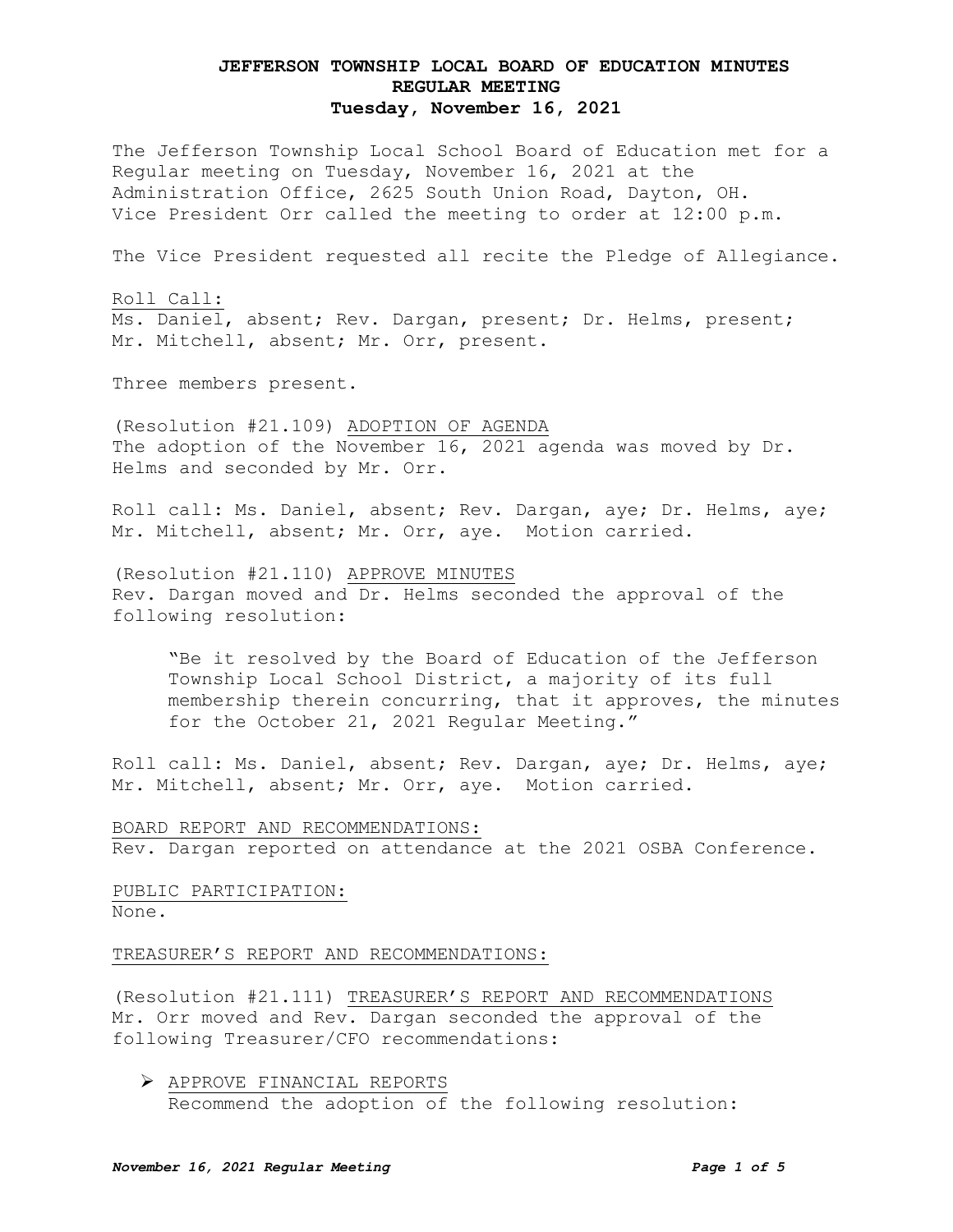# JEFFERSON TOWNSHIP LOCAL BOARD OF EDUCATION MINUTES
## REGULAR MEETING
## Tuesday, November 16, 2021

The Jefferson Township Local School Board of Education met for a Regular meeting on Tuesday, November 16, 2021 at the Administration Office, 2625 South Union Road, Dayton, OH. Vice President Orr called the meeting to order at 12:00 p.m.

The Vice President requested all recite the Pledge of Allegiance.

Roll Call:
Ms. Daniel, absent; Rev. Dargan, present; Dr. Helms, present; Mr. Mitchell, absent; Mr. Orr, present.

Three members present.

(Resolution #21.109) ADOPTION OF AGENDA
The adoption of the November 16, 2021 agenda was moved by Dr. Helms and seconded by Mr. Orr.

Roll call: Ms. Daniel, absent; Rev. Dargan, aye; Dr. Helms, aye; Mr. Mitchell, absent; Mr. Orr, aye. Motion carried.

(Resolution #21.110) APPROVE MINUTES
Rev. Dargan moved and Dr. Helms seconded the approval of the following resolution:

> "Be it resolved by the Board of Education of the Jefferson Township Local School District, a majority of its full membership therein concurring, that it approves, the minutes for the October 21, 2021 Regular Meeting."

Roll call: Ms. Daniel, absent; Rev. Dargan, aye; Dr. Helms, aye; Mr. Mitchell, absent; Mr. Orr, aye. Motion carried.

BOARD REPORT AND RECOMMENDATIONS:
Rev. Dargan reported on attendance at the 2021 OSBA Conference.

PUBLIC PARTICIPATION:
None.

TREASURER'S REPORT AND RECOMMENDATIONS:

(Resolution #21.111) TREASURER'S REPORT AND RECOMMENDATIONS
Mr. Orr moved and Rev. Dargan seconded the approval of the following Treasurer/CFO recommendations:

- APPROVE FINANCIAL REPORTS
  Recommend the adoption of the following resolution: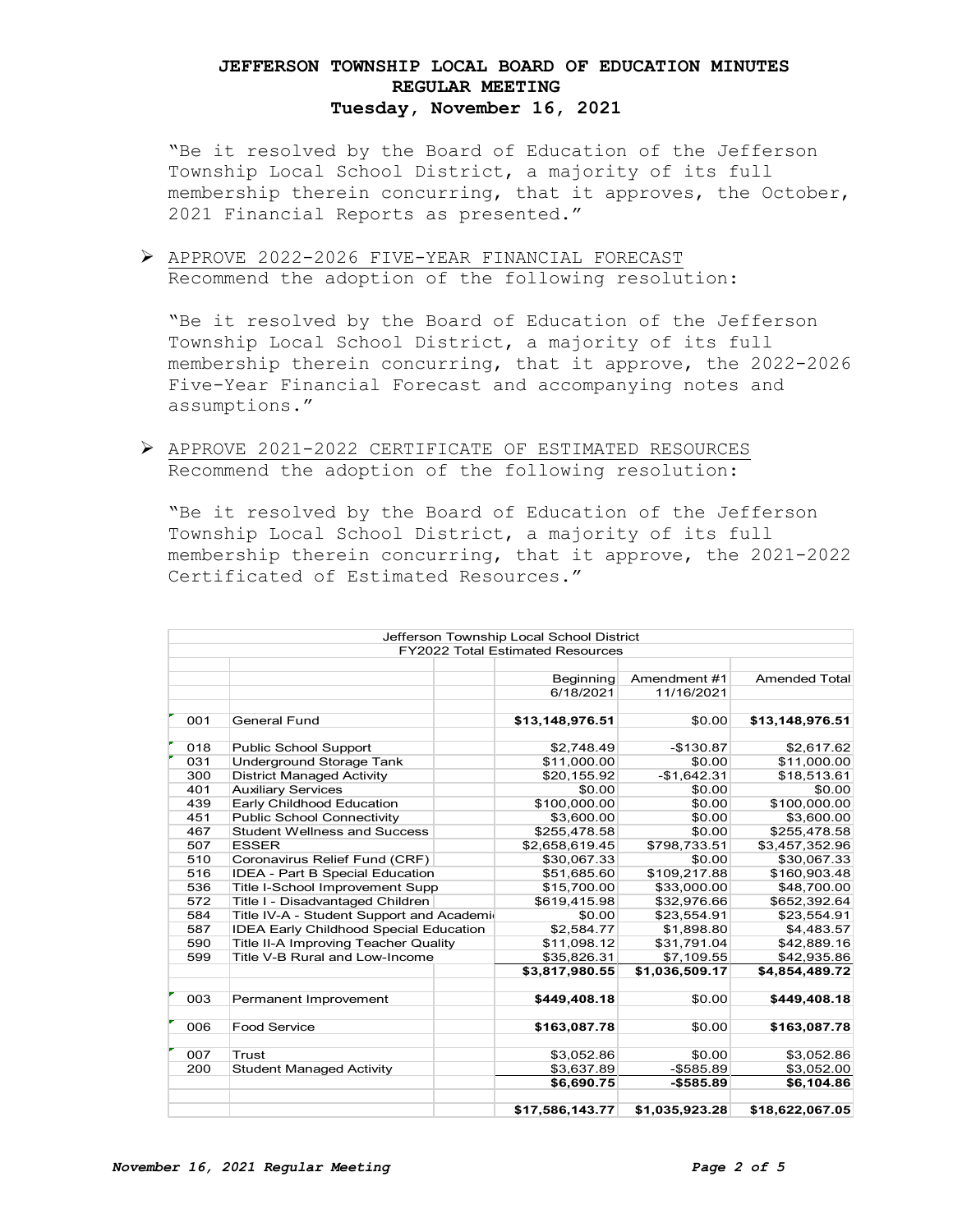"Be it resolved by the Board of Education of the Jefferson Township Local School District, a majority of its full membership therein concurring, that it approves, the October, 2021 Financial Reports as presented."

- APPROVE 2022-2026 FIVE-YEAR FINANCIAL FORECAST
  Recommend the adoption of the following resolution:

  "Be it resolved by the Board of Education of the Jefferson Township Local School District, a majority of its full membership therein concurring, that it approve, the 2022-2026 Five-Year Financial Forecast and accompanying notes and assumptions."

- APPROVE 2021-2022 CERTIFICATE OF ESTIMATED RESOURCES
  Recommend the adoption of the following resolution:

  "Be it resolved by the Board of Education of the Jefferson Township Local School District, a majority of its full membership therein concurring, that it approve, the 2021-2022 Certificated of Estimated Resources."

| Jefferson Township Local School District<br>FY2022 Total Estimated Resources | | | | |
|---|---|---|---|---|
| | | Beginning<br>6/18/2021 | Amendment #1<br>11/16/2021 | Amended Total |
| 001 | General Fund | **$13,148,976.51** | $0.00 | **$13,148,976.51** |
| 018 | Public School Support | $2,748.49 | -$130.87 | $2,617.62 |
| 031 | Underground Storage Tank | $11,000.00 | $0.00 | $11,000.00 |
| 300 | District Managed Activity | $20,155.92 | -$1,642.31 | $18,513.61 |
| 401 | Auxiliary Services | $0.00 | $0.00 | $0.00 |
| 439 | Early Childhood Education | $100,000.00 | $0.00 | $100,000.00 |
| 451 | Public School Connectivity | $3,600.00 | $0.00 | $3,600.00 |
| 467 | Student Wellness and Success | $255,478.58 | $0.00 | $255,478.58 |
| 507 | ESSER | $2,658,619.45 | $798,733.51 | $3,457,352.96 |
| 510 | Coronavirus Relief Fund (CRF) | $30,067.33 | $0.00 | $30,067.33 |
| 516 | IDEA - Part B Special Education | $51,685.60 | $109,217.88 | $160,903.48 |
| 536 | Title I-School Improvement Supp | $15,700.00 | $33,000.00 | $48,700.00 |
| 572 | Title I - Disadvantaged Children | $619,415.98 | $32,976.66 | $652,392.64 |
| 584 | Title IV-A - Student Support and Academi | $0.00 | $23,554.91 | $23,554.91 |
| 587 | IDEA Early Childhood Special Education | $2,584.77 | $1,898.80 | $4,483.57 |
| 590 | Title II-A Improving Teacher Quality | $11,098.12 | $31,791.04 | $42,889.16 |
| 599 | Title V-B Rural and Low-Income | $35,826.31 | $7,109.55 | $42,935.86 |
| | | **$3,817,980.55** | **$1,036,509.17** | **$4,854,489.72** |
| 003 | Permanent Improvement | **$449,408.18** | $0.00 | **$449,408.18** |
| 006 | Food Service | **$163,087.78** | $0.00 | **$163,087.78** |
| 007 | Trust | $3,052.86 | $0.00 | $3,052.86 |
| 200 | Student Managed Activity | $3,637.89 | -$585.89 | $3,052.00 |
| | | **$6,690.75** | **-$585.89** | **$6,104.86** |
| | | **$17,586,143.77** | **$1,035,923.28** | **$18,622,067.05** |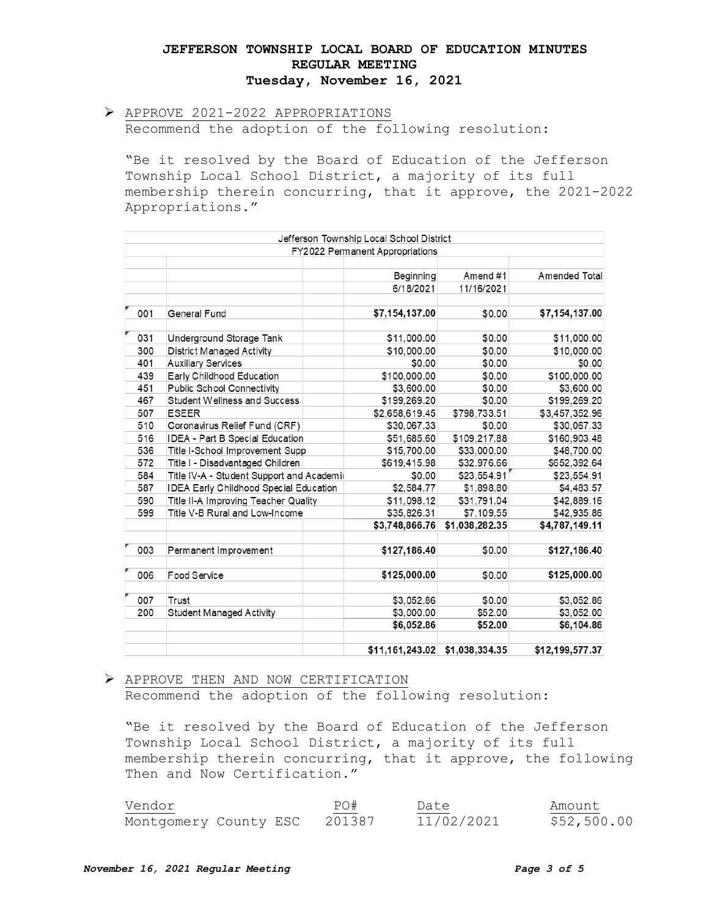# JEFFERSON TOWNSHIP LOCAL BOARD OF EDUCATION MINUTES
## REGULAR MEETING
### Tuesday, November 16, 2021

- APPROVE 2021-2022 APPROPRIATIONS

Recommend the adoption of the following resolution:

"Be it resolved by the Board of Education of the Jefferson Township Local School District, a majority of its full membership therein concurring, that it approve, the 2021-2022 Appropriations."

| Jefferson Township Local School District | | | | |
|---|---|---|---|---|
| FY2022 Permanent Appropriations | | | | |
| | | Beginning<br>6/18/2021 | Amend #1<br>11/16/2021 | Amended Total |
| 001 | General Fund | **$7,154,137.00** | $0.00 | **$7,154,137.00** |
| 031 | Underground Storage Tank | $11,000.00 | $0.00 | $11,000.00 |
| 300 | District Managed Activity | $10,000.00 | $0.00 | $10,000.00 |
| 401 | Auxiliary Services | $0.00 | $0.00 | $0.00 |
| 439 | Early Childhood Education | $100,000.00 | $0.00 | $100,000.00 |
| 451 | Public School Connectivity | $3,600.00 | $0.00 | $3,600.00 |
| 467 | Student Wellness and Success | $199,269.20 | $0.00 | $199,269.20 |
| 507 | ESEER | $2,658,619.45 | $798,733.51 | $3,457,352.96 |
| 510 | Coronavirus Relief Fund (CRF) | $30,067.33 | $0.00 | $30,067.33 |
| 516 | IDEA - Part B Special Education | $51,685.60 | $109,217.88 | $160,903.48 |
| 536 | Title I-School Improvement Supp | $15,700.00 | $33,000.00 | $48,700.00 |
| 572 | Title I - Disadvantaged Children | $619,415.98 | $32,976.66 | $652,392.64 |
| 584 | Title IV-A - Student Support and Academi | $0.00 | $23,554.91 | $23,554.91 |
| 587 | IDEA Early Childhood Special Education | $2,584.77 | $1,898.80 | $4,483.57 |
| 590 | Title II-A Improving Teacher Quality | $11,098.12 | $31,791.04 | $42,889.16 |
| 599 | Title V-B Rural and Low-Income | $35,826.31 | $7,109.55 | $42,935.86 |
| | | **$3,748,866.76** | **$1,038,282.35** | **$4,787,149.11** |
| 003 | Permanent Improvement | **$127,186.40** | $0.00 | **$127,186.40** |
| 006 | Food Service | **$125,000.00** | $0.00 | **$125,000.00** |
| 007 | Trust | $3,052.86 | $0.00 | $3,052.86 |
| 200 | Student Managed Activity | $3,000.00 | $52.00 | $3,052.00 |
| | | **$6,052.86** | **$52.00** | **$6,104.86** |
| | | **$11,161,243.02** | **$1,038,334.35** | **$12,199,577.37** |

- APPROVE THEN AND NOW CERTIFICATION

Recommend the adoption of the following resolution:

"Be it resolved by the Board of Education of the Jefferson Township Local School District, a majority of its full membership therein concurring, that it approve, the following Then and Now Certification."

| Vendor | PO# | Date | Amount |
|---|---|---|---|
| Montgomery County ESC | 201387 | 11/02/2021 | $52,500.00 |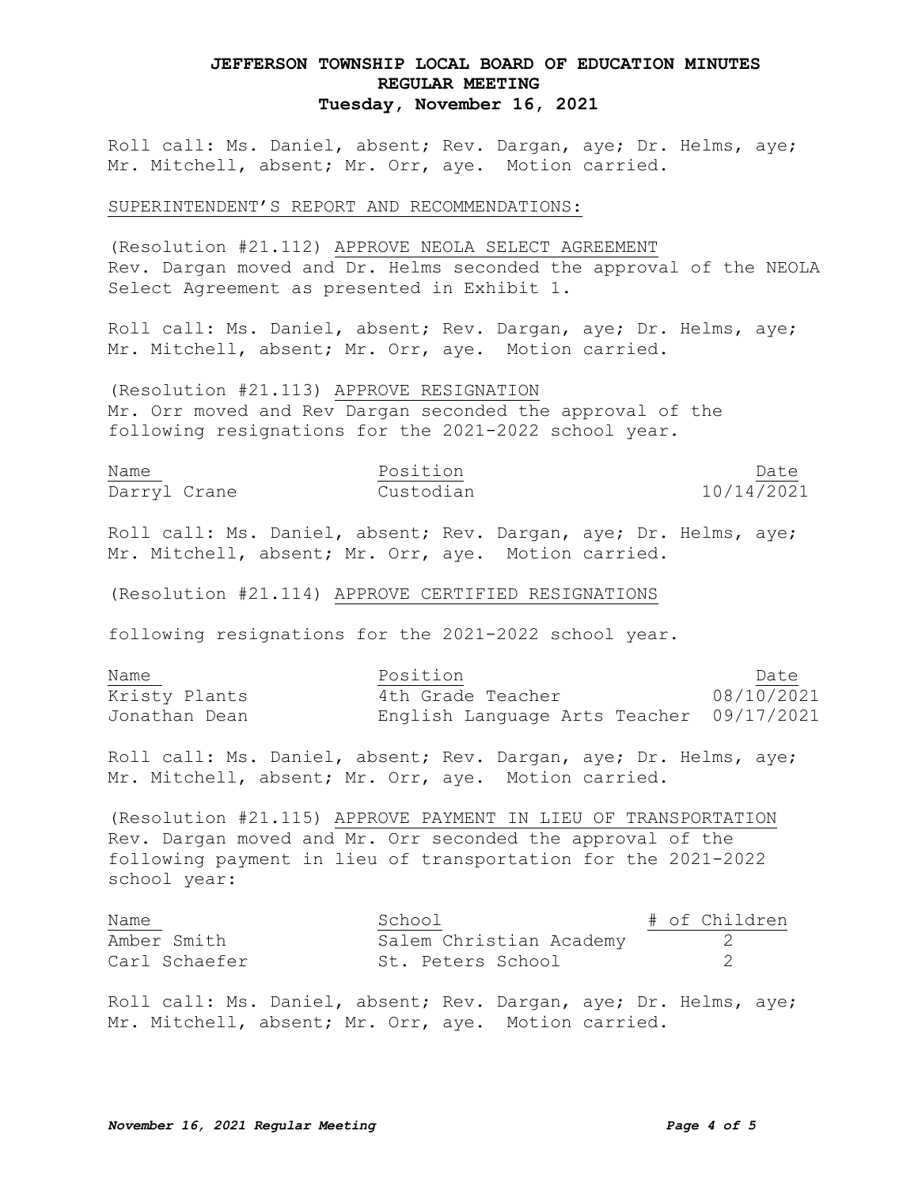# JEFFERSON TOWNSHIP LOCAL BOARD OF EDUCATION MINUTES
## REGULAR MEETING
### Tuesday, November 16, 2021

Roll call: Ms. Daniel, absent; Rev. Dargan, aye; Dr. Helms, aye; Mr. Mitchell, absent; Mr. Orr, aye. Motion carried.

SUPERINTENDENT'S REPORT AND RECOMMENDATIONS:

(Resolution #21.112) APPROVE NEOLA SELECT AGREEMENT
Rev. Dargan moved and Dr. Helms seconded the approval of the NEOLA Select Agreement as presented in Exhibit 1.

Roll call: Ms. Daniel, absent; Rev. Dargan, aye; Dr. Helms, aye; Mr. Mitchell, absent; Mr. Orr, aye. Motion carried.

(Resolution #21.113) APPROVE RESIGNATION
Mr. Orr moved and Rev Dargan seconded the approval of the following resignations for the 2021-2022 school year.

| Name | Position | Date |
| --- | --- | --- |
| Darryl Crane | Custodian | 10/14/2021 |

Roll call: Ms. Daniel, absent; Rev. Dargan, aye; Dr. Helms, aye; Mr. Mitchell, absent; Mr. Orr, aye. Motion carried.

(Resolution #21.114) APPROVE CERTIFIED RESIGNATIONS

following resignations for the 2021-2022 school year.

| Name | Position | Date |
| --- | --- | --- |
| Kristy Plants | 4th Grade Teacher | 08/10/2021 |
| Jonathan Dean | English Language Arts Teacher | 09/17/2021 |

Roll call: Ms. Daniel, absent; Rev. Dargan, aye; Dr. Helms, aye; Mr. Mitchell, absent; Mr. Orr, aye. Motion carried.

(Resolution #21.115) APPROVE PAYMENT IN LIEU OF TRANSPORTATION
Rev. Dargan moved and Mr. Orr seconded the approval of the following payment in lieu of transportation for the 2021-2022 school year:

| Name | School | # of Children |
| --- | --- | --- |
| Amber Smith | Salem Christian Academy | 2 |
| Carl Schaefer | St. Peters School | 2 |

Roll call: Ms. Daniel, absent; Rev. Dargan, aye; Dr. Helms, aye; Mr. Mitchell, absent; Mr. Orr, aye. Motion carried.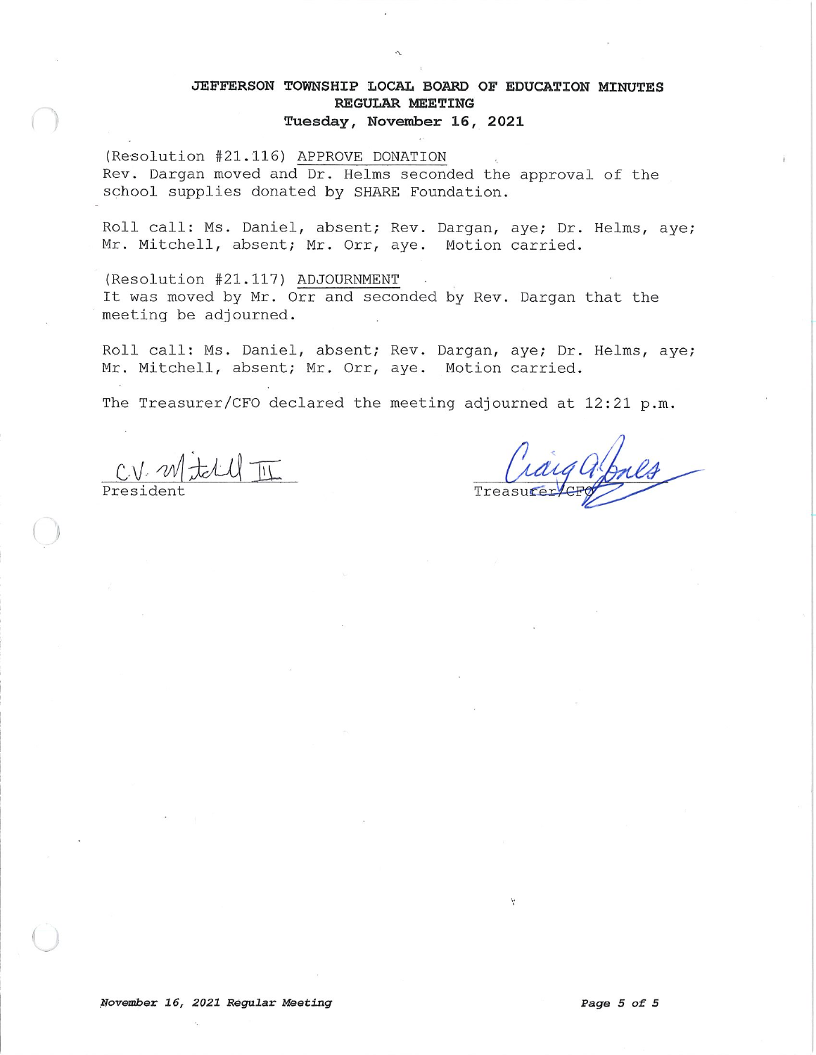# JEFFERSON TOWNSHIP LOCAL BOARD OF EDUCATION MINUTES

## REGULAR MEETING

### Tuesday, November 16, 2021

(Resolution #21.116) APPROVE DONATION
Rev. Dargan moved and Dr. Helms seconded the approval of the school supplies donated by SHARE Foundation.

Roll call: Ms. Daniel, absent; Rev. Dargan, aye; Dr. Helms, aye; Mr. Mitchell, absent; Mr. Orr, aye. Motion carried.

(Resolution #21.117) ADJOURNMENT
It was moved by Mr. Orr and seconded by Rev. Dargan that the meeting be adjourned.

Roll call: Ms. Daniel, absent; Rev. Dargan, aye; Dr. Helms, aye; Mr. Mitchell, absent; Mr. Orr, aye. Motion carried.

The Treasurer/CFO declared the meeting adjourned at 12:21 p.m.

C.V. Mitchell III
President

Craig A. Jones
Treasurer/CFO